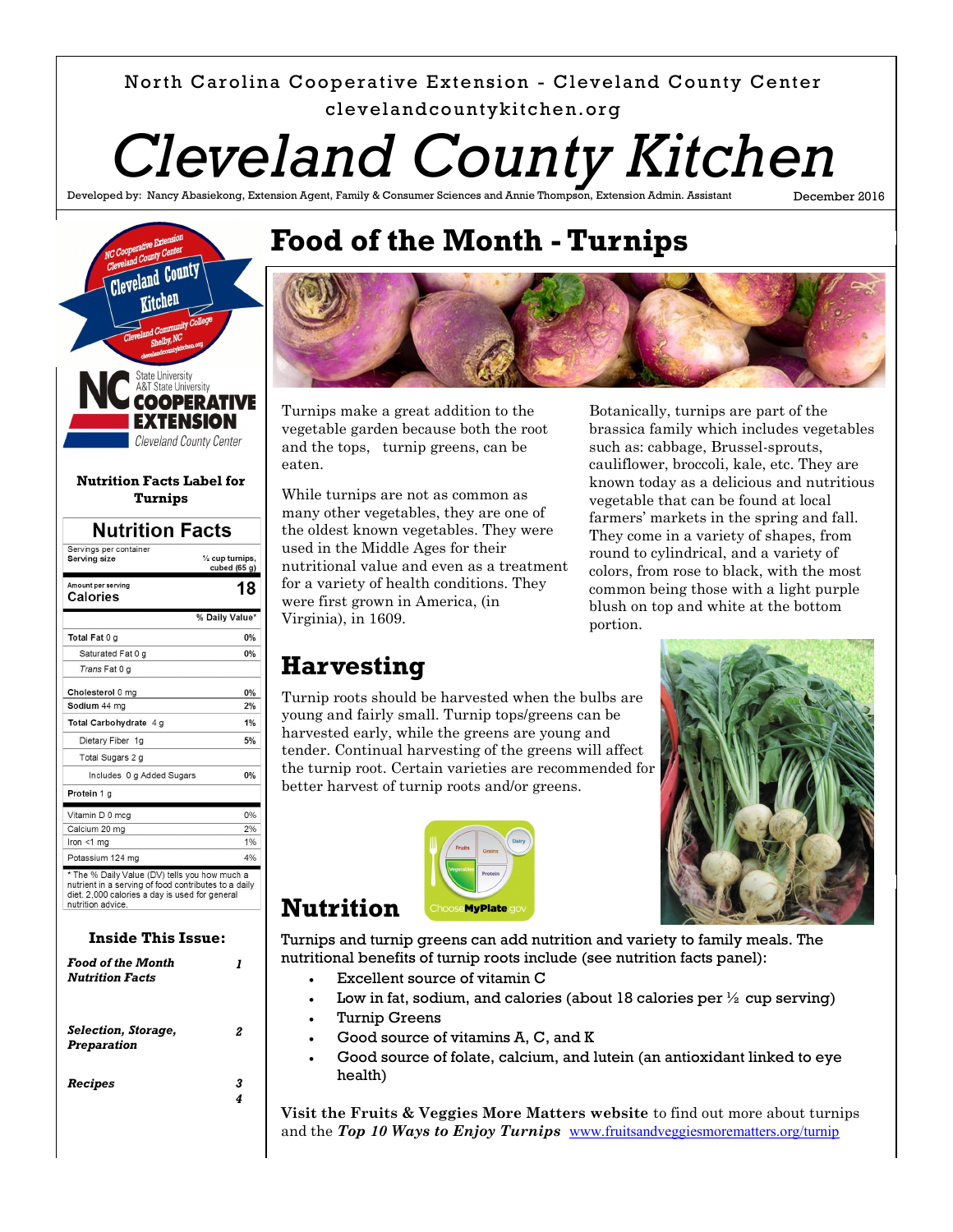North Carolina Cooperative Extension - Cleveland County Center

clevelandcountykitchen.org

# Cleveland County Kitchen

Developed by: Nancy Abasiekong, Extension Agent, Family & Consumer Sciences and Annie Thompson, Extension Admin. Assistant

December 2016

## Food of the Month - Turnips

Turnips make a great addition to the vegetable garden because both the root and the tops, turnip greens, can be eaten.

While turnips are not as common as many other vegetables, they are one of the oldest known vegetables. They were used in the Middle Ages for their nutritional value and even as a treatment for a variety of health conditions. They were first grown in America, (in Virginia), in 1609.

Botanically, turnips are part of the brassica family which includes vegetables such as: cabbage, Brussel-sprouts, cauliflower, broccoli, kale, etc. They are known today as a delicious and nutritious vegetable that can be found at local farmers' markets in the spring and fall. They come in a variety of shapes, from round to cylindrical, and a variety of colors, from rose to black, with the most common being those with a light purple blush on top and white at the bottom portion.

## Harvesting

Turnip roots should be harvested when the bulbs are young and fairly small. Turnip tops/greens can be harvested early, while the greens are young and tender. Continual harvesting of the greens will affect the turnip root. Certain varieties are recommended for better harvest of turnip roots and/or greens.

## Nutrition

Turnips and turnip greens can add nutrition and variety to family meals. The nutritional benefits of turnip roots include (see nutrition facts panel):

- Excellent source of vitamin C
- Low in fat, sodium, and calories (about 18 calories per ½ cup serving)
- Turnip Greens
- Good source of vitamins A, C, and K
- Good source of folate, calcium, and lutein (an antioxidant linked to eye health)

**Visit the Fruits & Veggies More Matters website** to find out more about turnips and the ***Top 10 Ways to Enjoy Turnips*** www.fruitsandveggiesmorematters.org/turnip

### Nutrition Facts Label for Turnips

**Nutrition Facts**

| | |
|---|---|
| Servings per container | |
| **Serving size** | **½ cup turnips, cubed (65 g)** |
| Amount per serving **Calories** | **18** |
| | **% Daily Value*** |
| **Total Fat** 0 g | 0% |
| Saturated Fat 0 g | 0% |
| *Trans* Fat 0 g | |
| **Cholesterol** 0 mg | 0% |
| **Sodium** 44 mg | 2% |
| **Total Carbohydrate** 4 g | 1% |
| Dietary Fiber 1g | 5% |
| Total Sugars 2 g | |
| Includes 0 g Added Sugars | 0% |
| **Protein** 1 g | |
| Vitamin D 0 mcg | 0% |
| Calcium 20 mg | 2% |
| Iron <1 mg | 1% |
| Potassium 124 mg | 4% |

\* The % Daily Value (DV) tells you how much a nutrient in a serving of food contributes to a daily diet. 2,000 calories a day is used for general nutrition advice.

### Inside This Issue:

| | |
|---|---|
| *Food of the Month Nutrition Facts* | *1* |
| *Selection, Storage, Preparation* | *2* |
| *Recipes* | *3* *4* |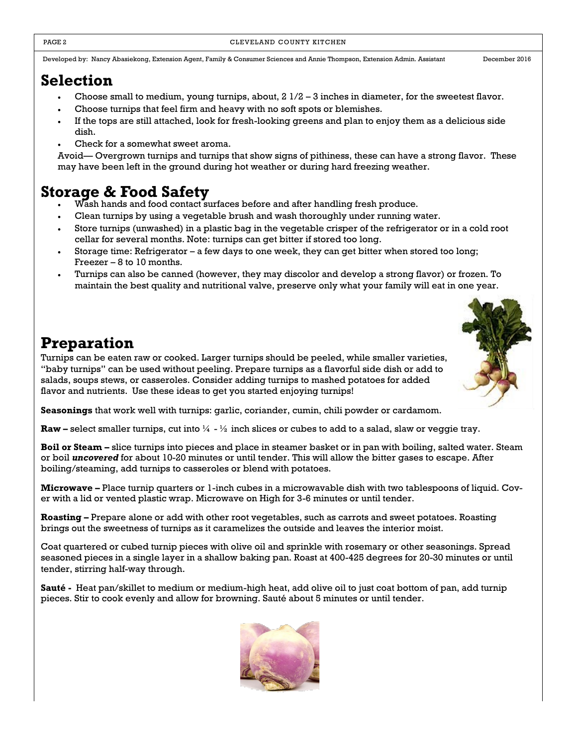Developed by: Nancy Abasiekong, Extension Agent, Family & Consumer Sciences and Annie Thompson, Extension Admin. Assistant December 2016

## Selection

- Choose small to medium, young turnips, about, 2 1/2 – 3 inches in diameter, for the sweetest flavor.
- Choose turnips that feel firm and heavy with no soft spots or blemishes.
- If the tops are still attached, look for fresh-looking greens and plan to enjoy them as a delicious side dish.
- Check for a somewhat sweet aroma.

Avoid— Overgrown turnips and turnips that show signs of pithiness, these can have a strong flavor. These may have been left in the ground during hot weather or during hard freezing weather.

## Storage & Food Safety

- Wash hands and food contact surfaces before and after handling fresh produce.
- Clean turnips by using a vegetable brush and wash thoroughly under running water.
- Store turnips (unwashed) in a plastic bag in the vegetable crisper of the refrigerator or in a cold root cellar for several months. Note: turnips can get bitter if stored too long.
- Storage time: Refrigerator – a few days to one week, they can get bitter when stored too long; Freezer – 8 to 10 months.
- Turnips can also be canned (however, they may discolor and develop a strong flavor) or frozen. To maintain the best quality and nutritional valve, preserve only what your family will eat in one year.

## Preparation

Turnips can be eaten raw or cooked. Larger turnips should be peeled, while smaller varieties, "baby turnips" can be used without peeling. Prepare turnips as a flavorful side dish or add to salads, soups stews, or casseroles. Consider adding turnips to mashed potatoes for added flavor and nutrients. Use these ideas to get you started enjoying turnips!

**Seasonings** that work well with turnips: garlic, coriander, cumin, chili powder or cardamom.

**Raw –** select smaller turnips, cut into ¼ - ½ inch slices or cubes to add to a salad, slaw or veggie tray.

**Boil or Steam –** slice turnips into pieces and place in steamer basket or in pan with boiling, salted water. Steam or boil ***uncovered*** for about 10-20 minutes or until tender. This will allow the bitter gases to escape. After boiling/steaming, add turnips to casseroles or blend with potatoes.

**Microwave –** Place turnip quarters or 1-inch cubes in a microwavable dish with two tablespoons of liquid. Cover with a lid or vented plastic wrap. Microwave on High for 3-6 minutes or until tender.

**Roasting –** Prepare alone or add with other root vegetables, such as carrots and sweet potatoes. Roasting brings out the sweetness of turnips as it caramelizes the outside and leaves the interior moist.

Coat quartered or cubed turnip pieces with olive oil and sprinkle with rosemary or other seasonings. Spread seasoned pieces in a single layer in a shallow baking pan. Roast at 400-425 degrees for 20-30 minutes or until tender, stirring half-way through.

**Sauté -** Heat pan/skillet to medium or medium-high heat, add olive oil to just coat bottom of pan, add turnip pieces. Stir to cook evenly and allow for browning. Sauté about 5 minutes or until tender.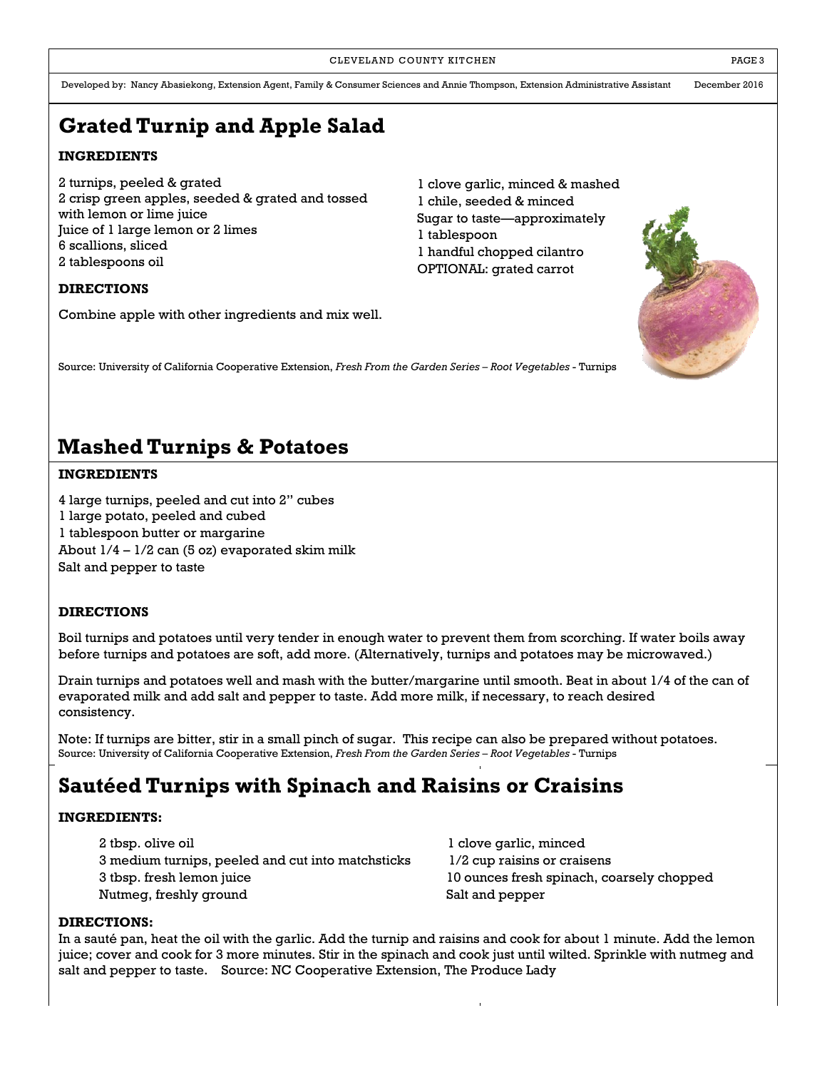Developed by: Nancy Abasiekong, Extension Agent, Family & Consumer Sciences and Annie Thompson, Extension Administrative Assistant December 2016

## Grated Turnip and Apple Salad

**INGREDIENTS**

2 turnips, peeled & grated
2 crisp green apples, seeded & grated and tossed with lemon or lime juice
Juice of 1 large lemon or 2 limes
6 scallions, sliced
2 tablespoons oil
1 clove garlic, minced & mashed
1 chile, seeded & minced
Sugar to taste—approximately 1 tablespoon
1 handful chopped cilantro
OPTIONAL: grated carrot

**DIRECTIONS**

Combine apple with other ingredients and mix well.

Source: University of California Cooperative Extension, *Fresh From the Garden Series – Root Vegetables* - Turnips

## Mashed Turnips & Potatoes

**INGREDIENTS**

4 large turnips, peeled and cut into 2" cubes
1 large potato, peeled and cubed
1 tablespoon butter or margarine
About 1/4 – 1/2 can (5 oz) evaporated skim milk
Salt and pepper to taste

**DIRECTIONS**

Boil turnips and potatoes until very tender in enough water to prevent them from scorching. If water boils away before turnips and potatoes are soft, add more. (Alternatively, turnips and potatoes may be microwaved.)

Drain turnips and potatoes well and mash with the butter/margarine until smooth. Beat in about 1/4 of the can of evaporated milk and add salt and pepper to taste. Add more milk, if necessary, to reach desired consistency.

Note: If turnips are bitter, stir in a small pinch of sugar. This recipe can also be prepared without potatoes.
Source: University of California Cooperative Extension, *Fresh From the Garden Series – Root Vegetables* - Turnips

## Sautéed Turnips with Spinach and Raisins or Craisins

**INGREDIENTS:**

2 tbsp. olive oil
3 medium turnips, peeled and cut into matchsticks
3 tbsp. fresh lemon juice
Nutmeg, freshly ground
1 clove garlic, minced
1/2 cup raisins or craisens
10 ounces fresh spinach, coarsely chopped
Salt and pepper

**DIRECTIONS:**

In a sauté pan, heat the oil with the garlic. Add the turnip and raisins and cook for about 1 minute. Add the lemon juice; cover and cook for 3 more minutes. Stir in the spinach and cook just until wilted. Sprinkle with nutmeg and salt and pepper to taste. Source: NC Cooperative Extension, The Produce Lady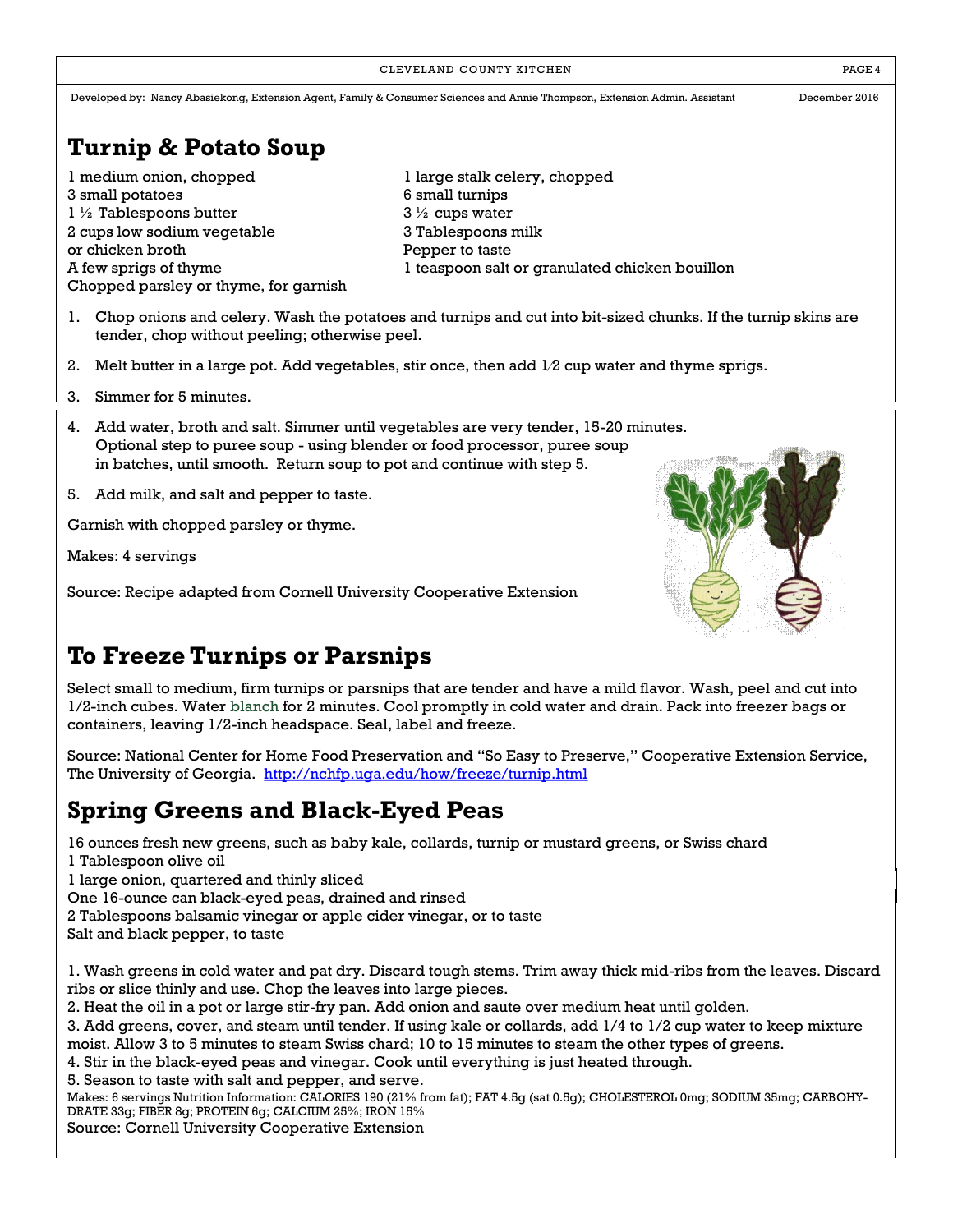Developed by: Nancy Abasiekong, Extension Agent, Family & Consumer Sciences and Annie Thompson, Extension Admin. Assistant December 2016

## Turnip & Potato Soup

1 medium onion, chopped
3 small potatoes
1 ½ Tablespoons butter
2 cups low sodium vegetable or chicken broth
A few sprigs of thyme
Chopped parsley or thyme, for garnish
1 large stalk celery, chopped
6 small turnips
3 ½ cups water
3 Tablespoons milk
Pepper to taste
1 teaspoon salt or granulated chicken bouillon

1. Chop onions and celery. Wash the potatoes and turnips and cut into bit-sized chunks. If the turnip skins are tender, chop without peeling; otherwise peel.
2. Melt butter in a large pot. Add vegetables, stir once, then add 1⁄2 cup water and thyme sprigs.
3. Simmer for 5 minutes.
4. Add water, broth and salt. Simmer until vegetables are very tender, 15-20 minutes. Optional step to puree soup - using blender or food processor, puree soup in batches, until smooth. Return soup to pot and continue with step 5.
5. Add milk, and salt and pepper to taste.

Garnish with chopped parsley or thyme.

Makes: 4 servings

Source: Recipe adapted from Cornell University Cooperative Extension

## To Freeze Turnips or Parsnips

Select small to medium, firm turnips or parsnips that are tender and have a mild flavor. Wash, peel and cut into 1/2-inch cubes. Water blanch for 2 minutes. Cool promptly in cold water and drain. Pack into freezer bags or containers, leaving 1/2-inch headspace. Seal, label and freeze.

Source: National Center for Home Food Preservation and "So Easy to Preserve," Cooperative Extension Service, The University of Georgia. http://nchfp.uga.edu/how/freeze/turnip.html

## Spring Greens and Black-Eyed Peas

16 ounces fresh new greens, such as baby kale, collards, turnip or mustard greens, or Swiss chard
1 Tablespoon olive oil
1 large onion, quartered and thinly sliced
One 16-ounce can black-eyed peas, drained and rinsed
2 Tablespoons balsamic vinegar or apple cider vinegar, or to taste
Salt and black pepper, to taste

1. Wash greens in cold water and pat dry. Discard tough stems. Trim away thick mid-ribs from the leaves. Discard ribs or slice thinly and use. Chop the leaves into large pieces.
2. Heat the oil in a pot or large stir-fry pan. Add onion and saute over medium heat until golden.
3. Add greens, cover, and steam until tender. If using kale or collards, add 1/4 to 1/2 cup water to keep mixture moist. Allow 3 to 5 minutes to steam Swiss chard; 10 to 15 minutes to steam the other types of greens.
4. Stir in the black-eyed peas and vinegar. Cook until everything is just heated through.
5. Season to taste with salt and pepper, and serve.

Makes: 6 servings Nutrition Information: CALORIES 190 (21% from fat); FAT 4.5g (sat 0.5g); CHOLESTEROL 0mg; SODIUM 35mg; CARBOHYDRATE 33g; FIBER 8g; PROTEIN 6g; CALCIUM 25%; IRON 15%

Source: Cornell University Cooperative Extension